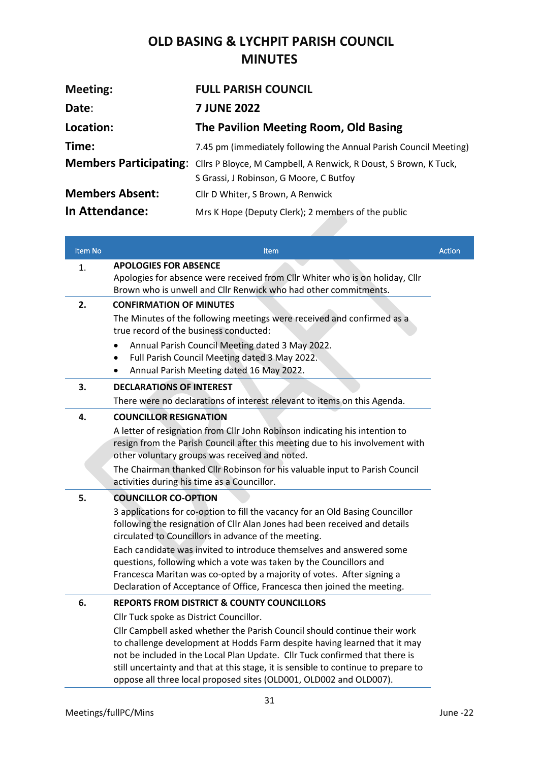# OLD BASING & LYCHPIT PARISH COUNCIL
# MINUTES

| | |
|---|---|
| **Meeting:** | **FULL PARISH COUNCIL** |
| **Date:** | **7 JUNE 2022** |
| **Location:** | **The Pavilion Meeting Room, Old Basing** |
| **Time:** | 7.45 pm (immediately following the Annual Parish Council Meeting) |
| **Members Participating:** | Cllrs P Bloyce, M Campbell, A Renwick, R Doust, S Brown, K Tuck, S Grassi, J Robinson, G Moore, C Butfoy |
| **Members Absent:** | Cllr D Whiter, S Brown, A Renwick |
| **In Attendance:** | Mrs K Hope (Deputy Clerk); 2 members of the public |

| Item No | Item | Action |
|---|---|---|
| 1. | **APOLOGIES FOR ABSENCE**<br>Apologies for absence were received from Cllr Whiter who is on holiday, Cllr Brown who is unwell and Cllr Renwick who had other commitments. | |
| **2.** | **CONFIRMATION OF MINUTES**<br>The Minutes of the following meetings were received and confirmed as a true record of the business conducted:<br>• Annual Parish Council Meeting dated 3 May 2022.<br>• Full Parish Council Meeting dated 3 May 2022.<br>• Annual Parish Meeting dated 16 May 2022. | |
| **3.** | **DECLARATIONS OF INTEREST**<br>There were no declarations of interest relevant to items on this Agenda. | |
| **4.** | **COUNCILLOR RESIGNATION**<br>A letter of resignation from Cllr John Robinson indicating his intention to resign from the Parish Council after this meeting due to his involvement with other voluntary groups was received and noted.<br>The Chairman thanked Cllr Robinson for his valuable input to Parish Council activities during his time as a Councillor. | |
| **5.** | **COUNCILLOR CO-OPTION**<br>3 applications for co-option to fill the vacancy for an Old Basing Councillor following the resignation of Cllr Alan Jones had been received and details circulated to Councillors in advance of the meeting.<br>Each candidate was invited to introduce themselves and answered some questions, following which a vote was taken by the Councillors and Francesca Maritan was co-opted by a majority of votes. After signing a Declaration of Acceptance of Office, Francesca then joined the meeting. | |
| **6.** | **REPORTS FROM DISTRICT & COUNTY COUNCILLORS**<br>Cllr Tuck spoke as District Councillor.<br>Cllr Campbell asked whether the Parish Council should continue their work to challenge development at Hodds Farm despite having learned that it may not be included in the Local Plan Update. Cllr Tuck confirmed that there is still uncertainty and that at this stage, it is sensible to continue to prepare to oppose all three local proposed sites (OLD001, OLD002 and OLD007). | |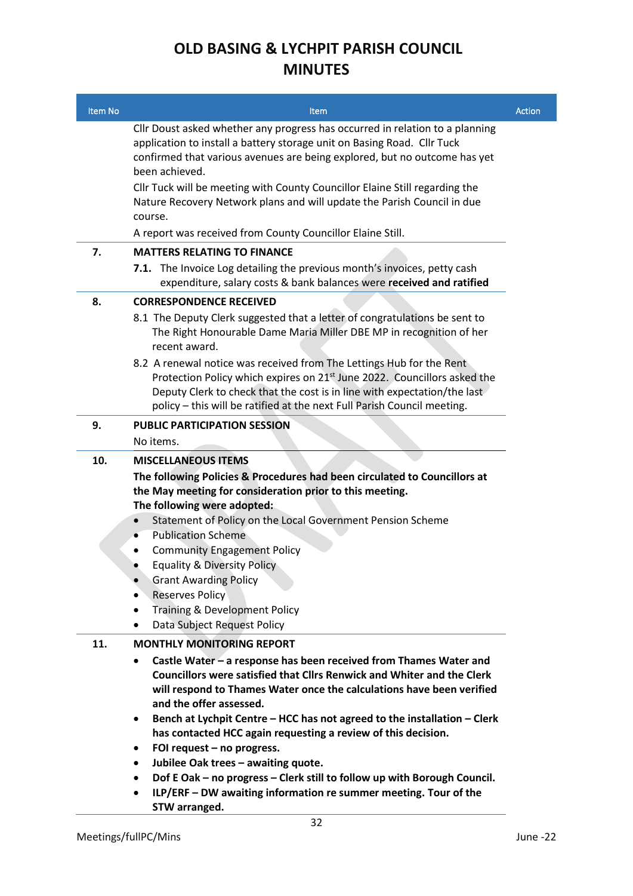# OLD BASING & LYCHPIT PARISH COUNCIL MINUTES

| Item No | Item | Action |
|---|---|---|
| | Cllr Doust asked whether any progress has occurred in relation to a planning application to install a battery storage unit on Basing Road. Cllr Tuck confirmed that various avenues are being explored, but no outcome has yet been achieved.<br><br>Cllr Tuck will be meeting with County Councillor Elaine Still regarding the Nature Recovery Network plans and will update the Parish Council in due course.<br><br>A report was received from County Councillor Elaine Still. | |
| **7.** | **MATTERS RELATING TO FINANCE**<br><br>**7.1.** The Invoice Log detailing the previous month's invoices, petty cash expenditure, salary costs & bank balances were **received and ratified** | |
| **8.** | **CORRESPONDENCE RECEIVED**<br><br>8.1 The Deputy Clerk suggested that a letter of congratulations be sent to The Right Honourable Dame Maria Miller DBE MP in recognition of her recent award.<br><br>8.2 A renewal notice was received from The Lettings Hub for the Rent Protection Policy which expires on 21st June 2022. Councillors asked the Deputy Clerk to check that the cost is in line with expectation/the last policy – this will be ratified at the next Full Parish Council meeting. | |
| **9.** | **PUBLIC PARTICIPATION SESSION**<br><br>No items. | |
| **10.** | **MISCELLANEOUS ITEMS**<br><br>**The following Policies & Procedures had been circulated to Councillors at the May meeting for consideration prior to this meeting.**<br>**The following were adopted:**<br>• Statement of Policy on the Local Government Pension Scheme<br>• Publication Scheme<br>• Community Engagement Policy<br>• Equality & Diversity Policy<br>• Grant Awarding Policy<br>• Reserves Policy<br>• Training & Development Policy<br>• Data Subject Request Policy | |
| **11.** | **MONTHLY MONITORING REPORT**<br><br>• **Castle Water – a response has been received from Thames Water and Councillors were satisfied that Cllrs Renwick and Whiter and the Clerk will respond to Thames Water once the calculations have been verified and the offer assessed.**<br>• **Bench at Lychpit Centre – HCC has not agreed to the installation – Clerk has contacted HCC again requesting a review of this decision.**<br>• **FOI request – no progress.**<br>• **Jubilee Oak trees – awaiting quote.**<br>• **Dof E Oak – no progress – Clerk still to follow up with Borough Council.**<br>• **ILP/ERF – DW awaiting information re summer meeting. Tour of the STW arranged.** | |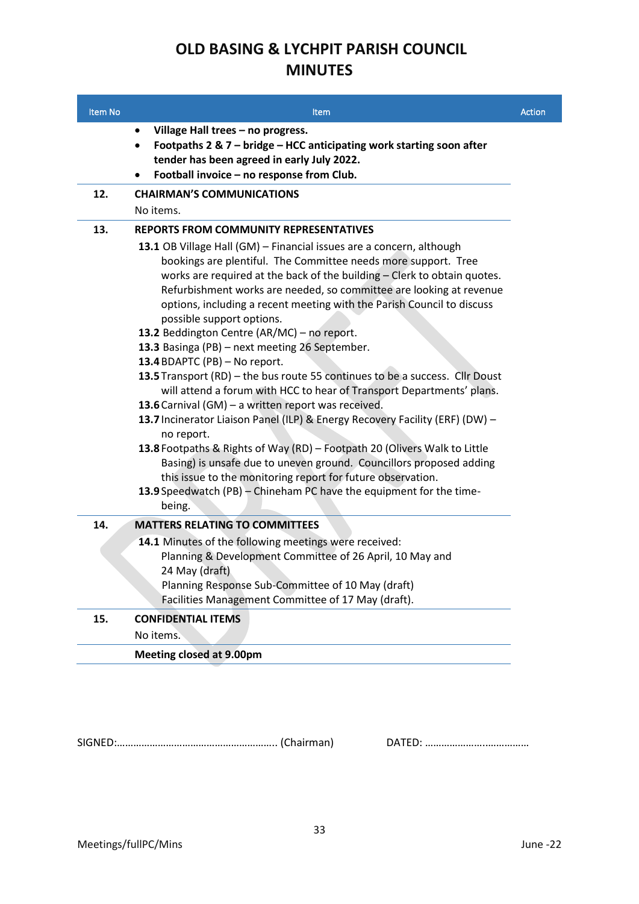# OLD BASING & LYCHPIT PARISH COUNCIL
# MINUTES

| Item No | Item | Action |
|---|---|---|
| | • **Village Hall trees – no progress.**<br>• **Footpaths 2 & 7 – bridge – HCC anticipating work starting soon after tender has been agreed in early July 2022.**<br>• **Football invoice – no response from Club.** | |
| **12.** | **CHAIRMAN'S COMMUNICATIONS**<br>No items. | |
| **13.** | **REPORTS FROM COMMUNITY REPRESENTATIVES**<br>**13.1** OB Village Hall (GM) – Financial issues are a concern, although bookings are plentiful. The Committee needs more support. Tree works are required at the back of the building – Clerk to obtain quotes. Refurbishment works are needed, so committee are looking at revenue options, including a recent meeting with the Parish Council to discuss possible support options.<br>**13.2** Beddington Centre (AR/MC) – no report.<br>**13.3** Basinga (PB) – next meeting 26 September.<br>**13.4** BDAPTC (PB) – No report.<br>**13.5** Transport (RD) – the bus route 55 continues to be a success. Cllr Doust will attend a forum with HCC to hear of Transport Departments' plans.<br>**13.6** Carnival (GM) – a written report was received.<br>**13.7** Incinerator Liaison Panel (ILP) & Energy Recovery Facility (ERF) (DW) – no report.<br>**13.8** Footpaths & Rights of Way (RD) – Footpath 20 (Olivers Walk to Little Basing) is unsafe due to uneven ground. Councillors proposed adding this issue to the monitoring report for future observation.<br>**13.9** Speedwatch (PB) – Chineham PC have the equipment for the time-being. | |
| **14.** | **MATTERS RELATING TO COMMITTEES**<br>**14.1** Minutes of the following meetings were received:<br>Planning & Development Committee of 26 April, 10 May and 24 May (draft)<br>Planning Response Sub-Committee of 10 May (draft)<br>Facilities Management Committee of 17 May (draft). | |
| **15.** | **CONFIDENTIAL ITEMS**<br>No items. | |
| | **Meeting closed at 9.00pm** | |

SIGNED:………………………………………………….. (Chairman) DATED: ………………….……………